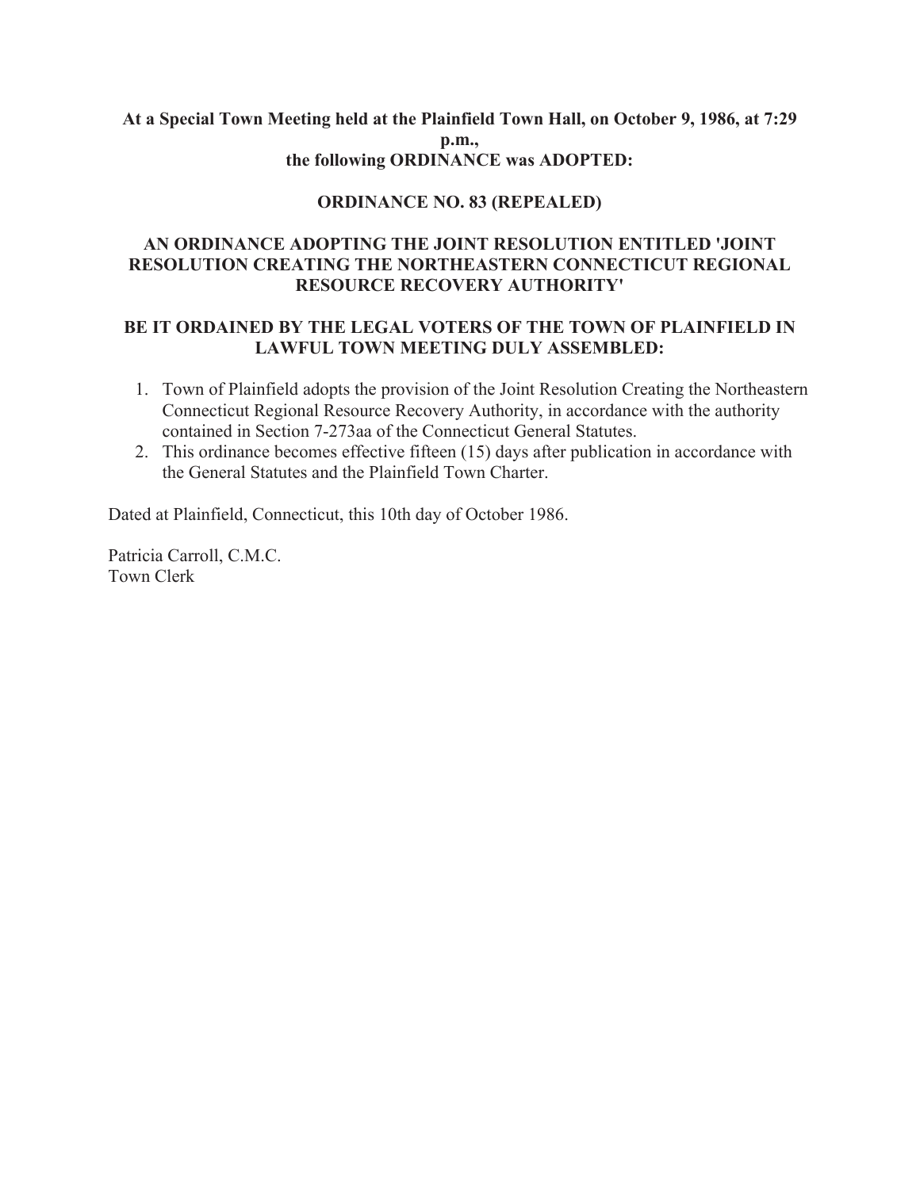**At a Special Town Meeting held at the Plainfield Town Hall, on October 9, 1986, at 7:29 p.m.,**
**the following ORDINANCE was ADOPTED:**

## ORDINANCE NO. 83 (REPEALED)

## AN ORDINANCE ADOPTING THE JOINT RESOLUTION ENTITLED 'JOINT RESOLUTION CREATING THE NORTHEASTERN CONNECTICUT REGIONAL RESOURCE RECOVERY AUTHORITY'

**BE IT ORDAINED BY THE LEGAL VOTERS OF THE TOWN OF PLAINFIELD IN LAWFUL TOWN MEETING DULY ASSEMBLED:**

1. Town of Plainfield adopts the provision of the Joint Resolution Creating the Northeastern Connecticut Regional Resource Recovery Authority, in accordance with the authority contained in Section 7-273aa of the Connecticut General Statutes.
2. This ordinance becomes effective fifteen (15) days after publication in accordance with the General Statutes and the Plainfield Town Charter.

Dated at Plainfield, Connecticut, this 10th day of October 1986.

Patricia Carroll, C.M.C.
Town Clerk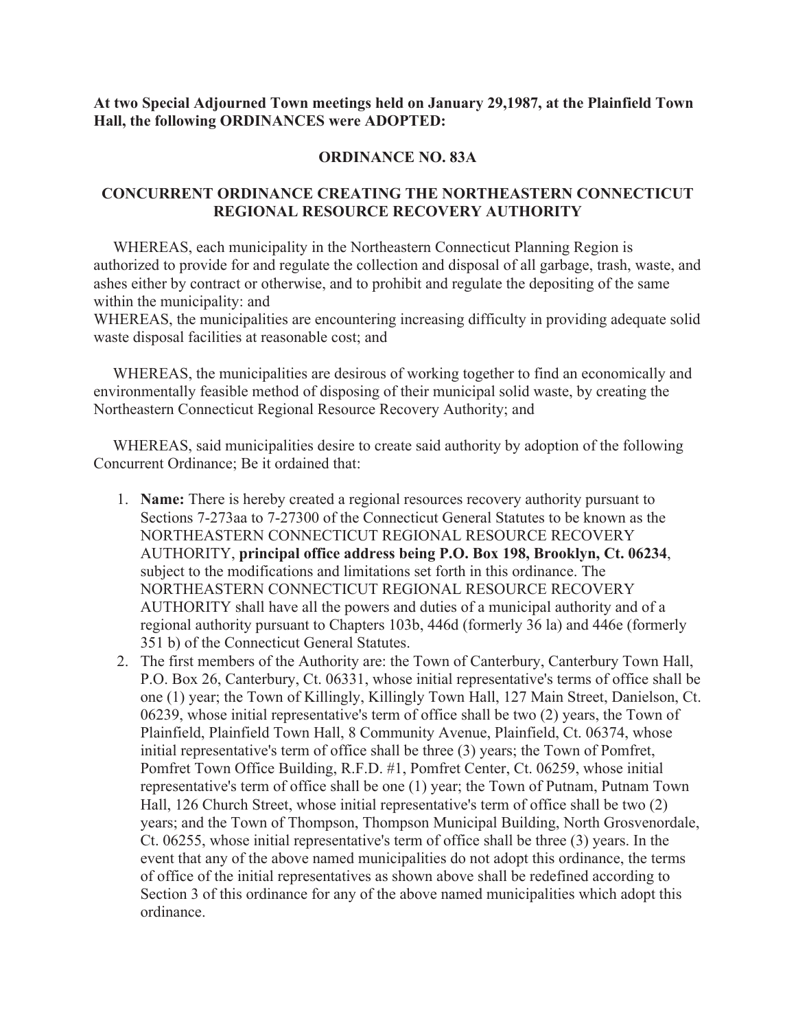**At two Special Adjourned Town meetings held on January 29,1987, at the Plainfield Town Hall, the following ORDINANCES were ADOPTED:**

## ORDINANCE NO. 83A

## CONCURRENT ORDINANCE CREATING THE NORTHEASTERN CONNECTICUT REGIONAL RESOURCE RECOVERY AUTHORITY

WHEREAS, each municipality in the Northeastern Connecticut Planning Region is authorized to provide for and regulate the collection and disposal of all garbage, trash, waste, and ashes either by contract or otherwise, and to prohibit and regulate the depositing of the same within the municipality: and
WHEREAS, the municipalities are encountering increasing difficulty in providing adequate solid waste disposal facilities at reasonable cost; and

WHEREAS, the municipalities are desirous of working together to find an economically and environmentally feasible method of disposing of their municipal solid waste, by creating the Northeastern Connecticut Regional Resource Recovery Authority; and

WHEREAS, said municipalities desire to create said authority by adoption of the following Concurrent Ordinance; Be it ordained that:

1. **Name:** There is hereby created a regional resources recovery authority pursuant to Sections 7-273aa to 7-27300 of the Connecticut General Statutes to be known as the NORTHEASTERN CONNECTICUT REGIONAL RESOURCE RECOVERY AUTHORITY, **principal office address being P.O. Box 198, Brooklyn, Ct. 06234**, subject to the modifications and limitations set forth in this ordinance. The NORTHEASTERN CONNECTICUT REGIONAL RESOURCE RECOVERY AUTHORITY shall have all the powers and duties of a municipal authority and of a regional authority pursuant to Chapters 103b, 446d (formerly 36 la) and 446e (formerly 351 b) of the Connecticut General Statutes.
2. The first members of the Authority are: the Town of Canterbury, Canterbury Town Hall, P.O. Box 26, Canterbury, Ct. 06331, whose initial representative's terms of office shall be one (1) year; the Town of Killingly, Killingly Town Hall, 127 Main Street, Danielson, Ct. 06239, whose initial representative's term of office shall be two (2) years, the Town of Plainfield, Plainfield Town Hall, 8 Community Avenue, Plainfield, Ct. 06374, whose initial representative's term of office shall be three (3) years; the Town of Pomfret, Pomfret Town Office Building, R.F.D. #1, Pomfret Center, Ct. 06259, whose initial representative's term of office shall be one (1) year; the Town of Putnam, Putnam Town Hall, 126 Church Street, whose initial representative's term of office shall be two (2) years; and the Town of Thompson, Thompson Municipal Building, North Grosvenordale, Ct. 06255, whose initial representative's term of office shall be three (3) years. In the event that any of the above named municipalities do not adopt this ordinance, the terms of office of the initial representatives as shown above shall be redefined according to Section 3 of this ordinance for any of the above named municipalities which adopt this ordinance.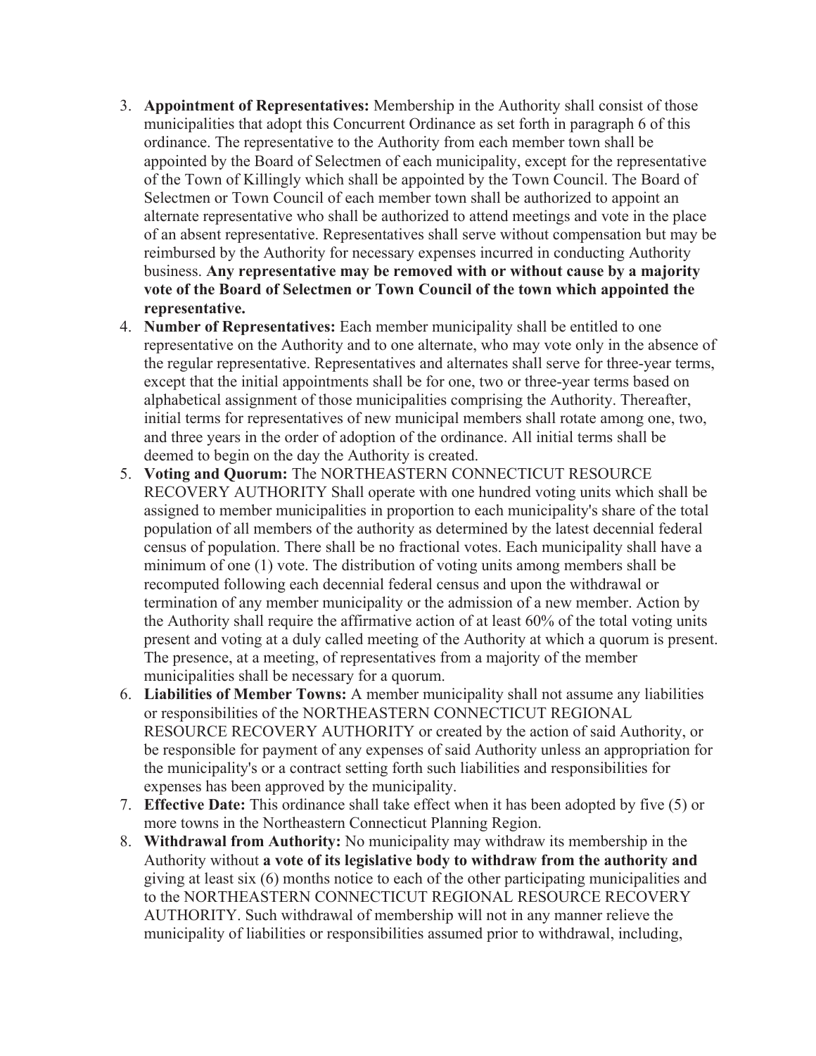3. **Appointment of Representatives:** Membership in the Authority shall consist of those municipalities that adopt this Concurrent Ordinance as set forth in paragraph 6 of this ordinance. The representative to the Authority from each member town shall be appointed by the Board of Selectmen of each municipality, except for the representative of the Town of Killingly which shall be appointed by the Town Council. The Board of Selectmen or Town Council of each member town shall be authorized to appoint an alternate representative who shall be authorized to attend meetings and vote in the place of an absent representative. Representatives shall serve without compensation but may be reimbursed by the Authority for necessary expenses incurred in conducting Authority business. **Any representative may be removed with or without cause by a majority vote of the Board of Selectmen or Town Council of the town which appointed the representative.**
4. **Number of Representatives:** Each member municipality shall be entitled to one representative on the Authority and to one alternate, who may vote only in the absence of the regular representative. Representatives and alternates shall serve for three-year terms, except that the initial appointments shall be for one, two or three-year terms based on alphabetical assignment of those municipalities comprising the Authority. Thereafter, initial terms for representatives of new municipal members shall rotate among one, two, and three years in the order of adoption of the ordinance. All initial terms shall be deemed to begin on the day the Authority is created.
5. **Voting and Quorum:** The NORTHEASTERN CONNECTICUT RESOURCE RECOVERY AUTHORITY Shall operate with one hundred voting units which shall be assigned to member municipalities in proportion to each municipality's share of the total population of all members of the authority as determined by the latest decennial federal census of population. There shall be no fractional votes. Each municipality shall have a minimum of one (1) vote. The distribution of voting units among members shall be recomputed following each decennial federal census and upon the withdrawal or termination of any member municipality or the admission of a new member. Action by the Authority shall require the affirmative action of at least 60% of the total voting units present and voting at a duly called meeting of the Authority at which a quorum is present. The presence, at a meeting, of representatives from a majority of the member municipalities shall be necessary for a quorum.
6. **Liabilities of Member Towns:** A member municipality shall not assume any liabilities or responsibilities of the NORTHEASTERN CONNECTICUT REGIONAL RESOURCE RECOVERY AUTHORITY or created by the action of said Authority, or be responsible for payment of any expenses of said Authority unless an appropriation for the municipality's or a contract setting forth such liabilities and responsibilities for expenses has been approved by the municipality.
7. **Effective Date:** This ordinance shall take effect when it has been adopted by five (5) or more towns in the Northeastern Connecticut Planning Region.
8. **Withdrawal from Authority:** No municipality may withdraw its membership in the Authority without **a vote of its legislative body to withdraw from the authority and** giving at least six (6) months notice to each of the other participating municipalities and to the NORTHEASTERN CONNECTICUT REGIONAL RESOURCE RECOVERY AUTHORITY. Such withdrawal of membership will not in any manner relieve the municipality of liabilities or responsibilities assumed prior to withdrawal, including,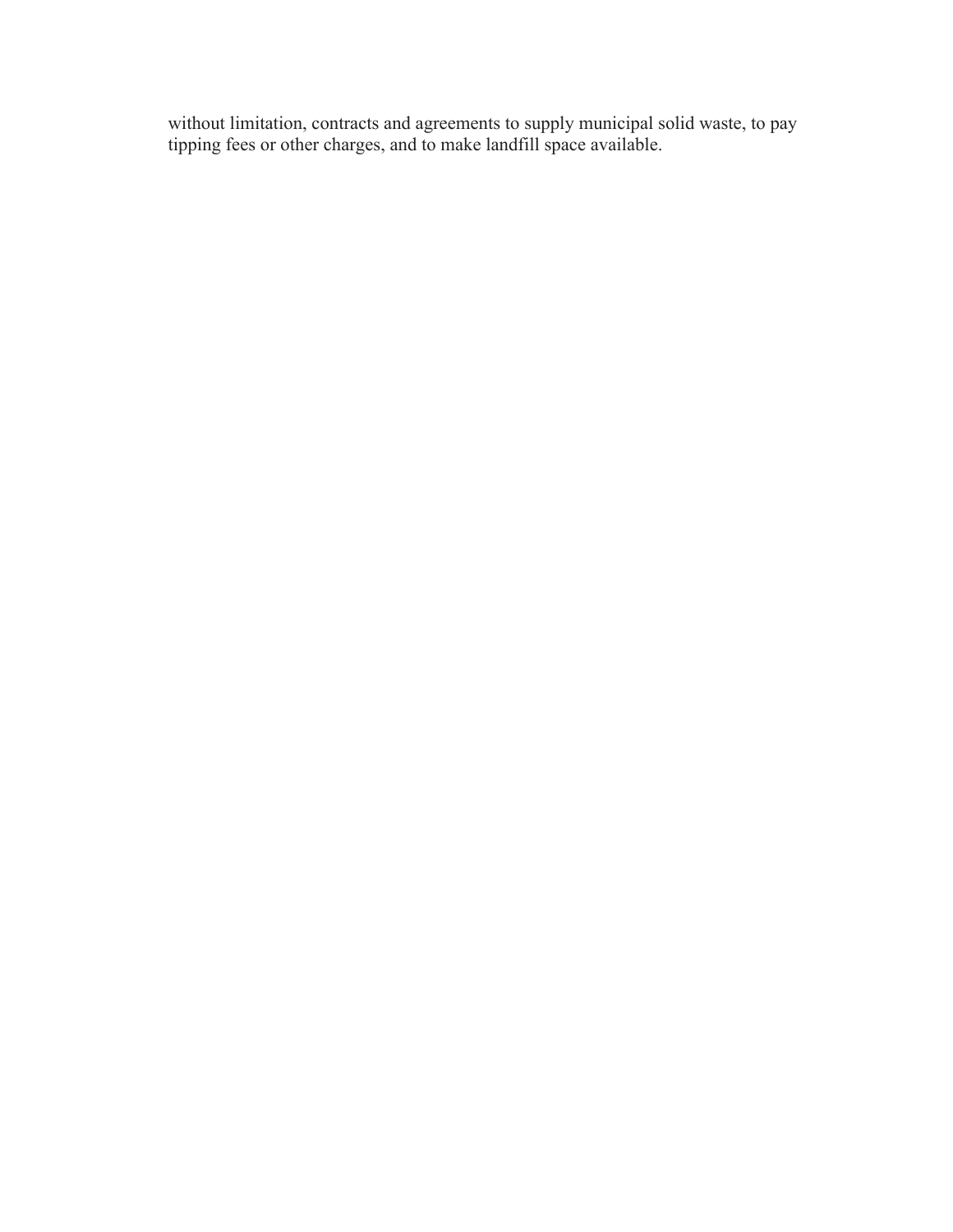without limitation, contracts and agreements to supply municipal solid waste, to pay tipping fees or other charges, and to make landfill space available.